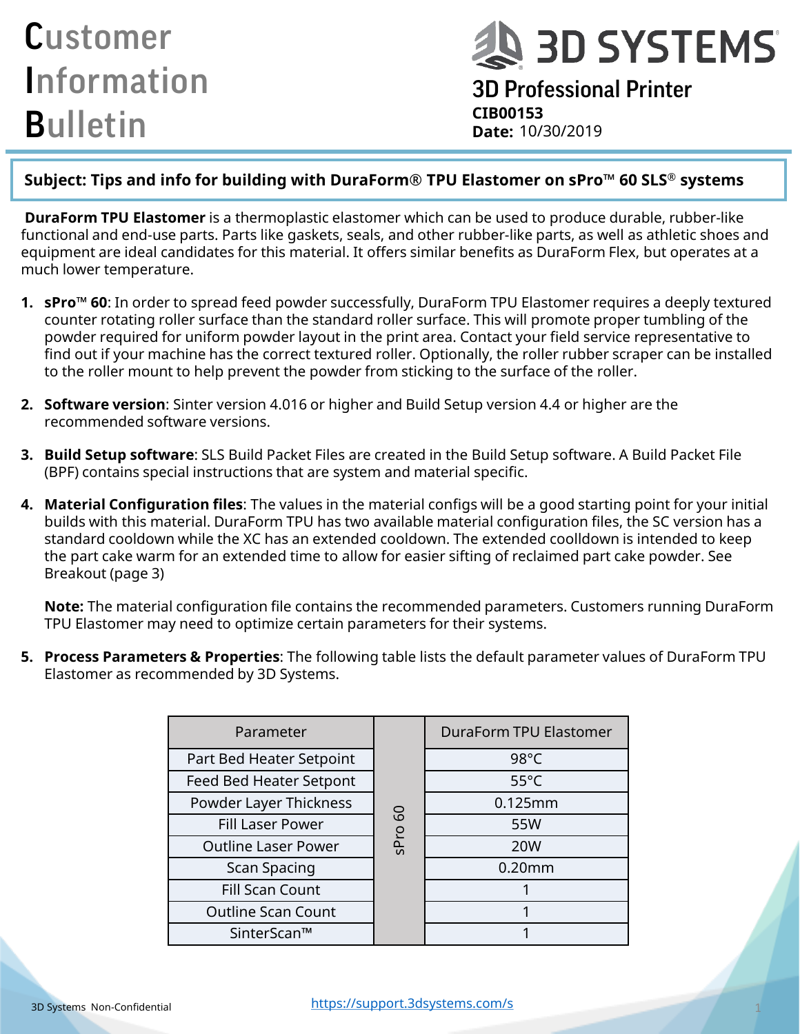# Customer Information Bulletin

**3D SYSTEMS**

## 3D Professional Printer

**CIB00153**
**Date:** 10/30/2019

**Subject: Tips and info for building with DuraForm® TPU Elastomer on sPro™ 60 SLS® systems**

**DuraForm TPU Elastomer** is a thermoplastic elastomer which can be used to produce durable, rubber-like functional and end-use parts. Parts like gaskets, seals, and other rubber-like parts, as well as athletic shoes and equipment are ideal candidates for this material. It offers similar benefits as DuraForm Flex, but operates at a much lower temperature.

1. **sPro™ 60**: In order to spread feed powder successfully, DuraForm TPU Elastomer requires a deeply textured counter rotating roller surface than the standard roller surface. This will promote proper tumbling of the powder required for uniform powder layout in the print area. Contact your field service representative to find out if your machine has the correct textured roller. Optionally, the roller rubber scraper can be installed to the roller mount to help prevent the powder from sticking to the surface of the roller.

2. **Software version**: Sinter version 4.016 or higher and Build Setup version 4.4 or higher are the recommended software versions.

3. **Build Setup software**: SLS Build Packet Files are created in the Build Setup software. A Build Packet File (BPF) contains special instructions that are system and material specific.

4. **Material Configuration files**: The values in the material configs will be a good starting point for your initial builds with this material. DuraForm TPU has two available material configuration files, the SC version has a standard cooldown while the XC has an extended cooldown. The extended coolldown is intended to keep the part cake warm for an extended time to allow for easier sifting of reclaimed part cake powder. See Breakout (page 3)

   **Note:** The material configuration file contains the recommended parameters. Customers running DuraForm TPU Elastomer may need to optimize certain parameters for their systems.

5. **Process Parameters & Properties**: The following table lists the default parameter values of DuraForm TPU Elastomer as recommended by 3D Systems.

| Parameter | | DuraForm TPU Elastomer |
|---|---|---|
| Part Bed Heater Setpoint | sPro 60 | 98°C |
| Feed Bed Heater Setpont | | 55°C |
| Powder Layer Thickness | | 0.125mm |
| Fill Laser Power | | 55W |
| Outline Laser Power | | 20W |
| Scan Spacing | | 0.20mm |
| Fill Scan Count | | 1 |
| Outline Scan Count | | 1 |
| SinterScan™ | | 1 |

3D Systems Non-Confidential

https://support.3dsystems.com/s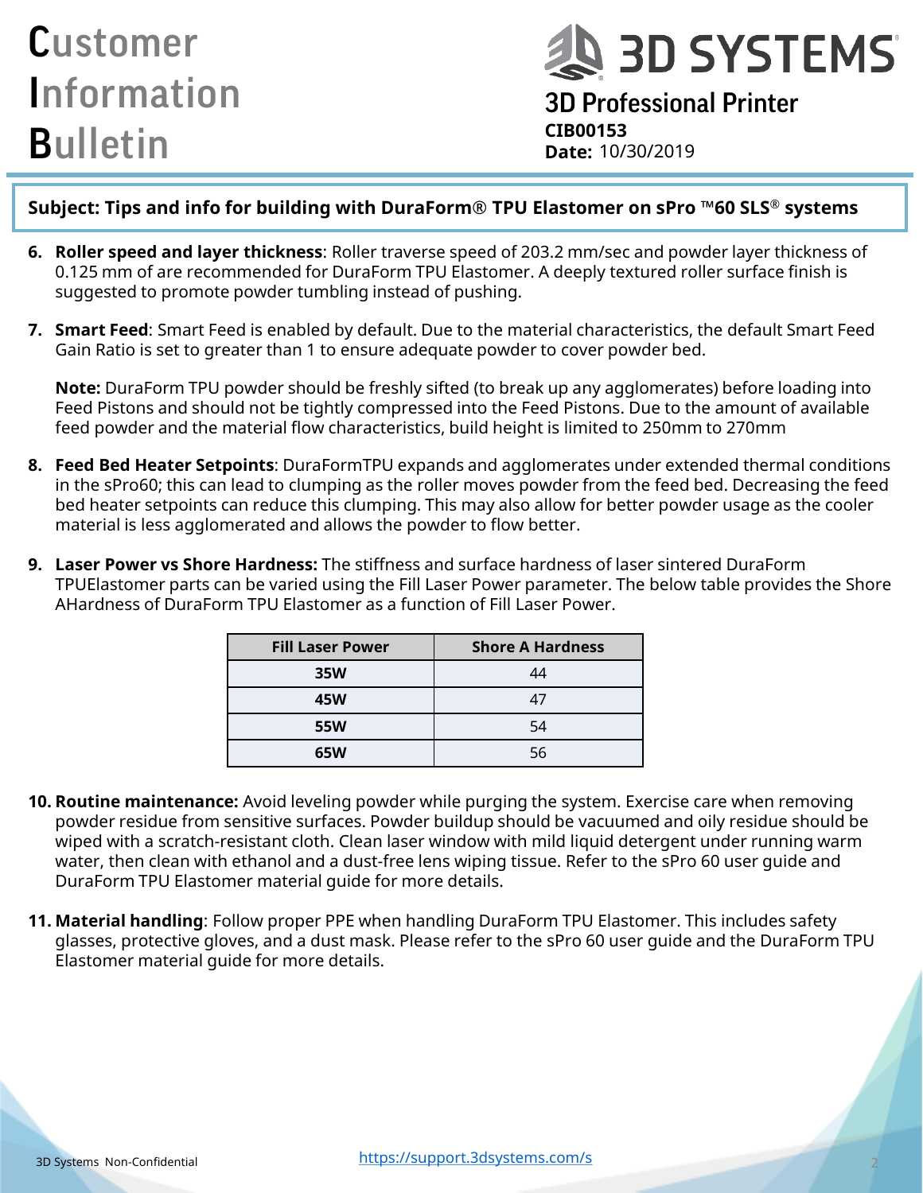**Subject: Tips and info for building with DuraForm® TPU Elastomer on sPro ™60 SLS® systems**

6. **Roller speed and layer thickness**: Roller traverse speed of 203.2 mm/sec and powder layer thickness of 0.125 mm of are recommended for DuraForm TPU Elastomer. A deeply textured roller surface finish is suggested to promote powder tumbling instead of pushing.

7. **Smart Feed**: Smart Feed is enabled by default. Due to the material characteristics, the default Smart Feed Gain Ratio is set to greater than 1 to ensure adequate powder to cover powder bed.

   **Note:** DuraForm TPU powder should be freshly sifted (to break up any agglomerates) before loading into Feed Pistons and should not be tightly compressed into the Feed Pistons. Due to the amount of available feed powder and the material flow characteristics, build height is limited to 250mm to 270mm

8. **Feed Bed Heater Setpoints**: DuraFormTPU expands and agglomerates under extended thermal conditions in the sPro60; this can lead to clumping as the roller moves powder from the feed bed. Decreasing the feed bed heater setpoints can reduce this clumping. This may also allow for better powder usage as the cooler material is less agglomerated and allows the powder to flow better.

9. **Laser Power vs Shore Hardness:** The stiffness and surface hardness of laser sintered DuraForm TPUElastomer parts can be varied using the Fill Laser Power parameter. The below table provides the Shore AHardness of DuraForm TPU Elastomer as a function of Fill Laser Power.

| Fill Laser Power | Shore A Hardness |
|---|---|
| **35W** | 44 |
| **45W** | 47 |
| **55W** | 54 |
| **65W** | 56 |

10. **Routine maintenance:** Avoid leveling powder while purging the system. Exercise care when removing powder residue from sensitive surfaces. Powder buildup should be vacuumed and oily residue should be wiped with a scratch-resistant cloth. Clean laser window with mild liquid detergent under running warm water, then clean with ethanol and a dust-free lens wiping tissue. Refer to the sPro 60 user guide and DuraForm TPU Elastomer material guide for more details.

11. **Material handling**: Follow proper PPE when handling DuraForm TPU Elastomer. This includes safety glasses, protective gloves, and a dust mask. Please refer to the sPro 60 user guide and the DuraForm TPU Elastomer material guide for more details.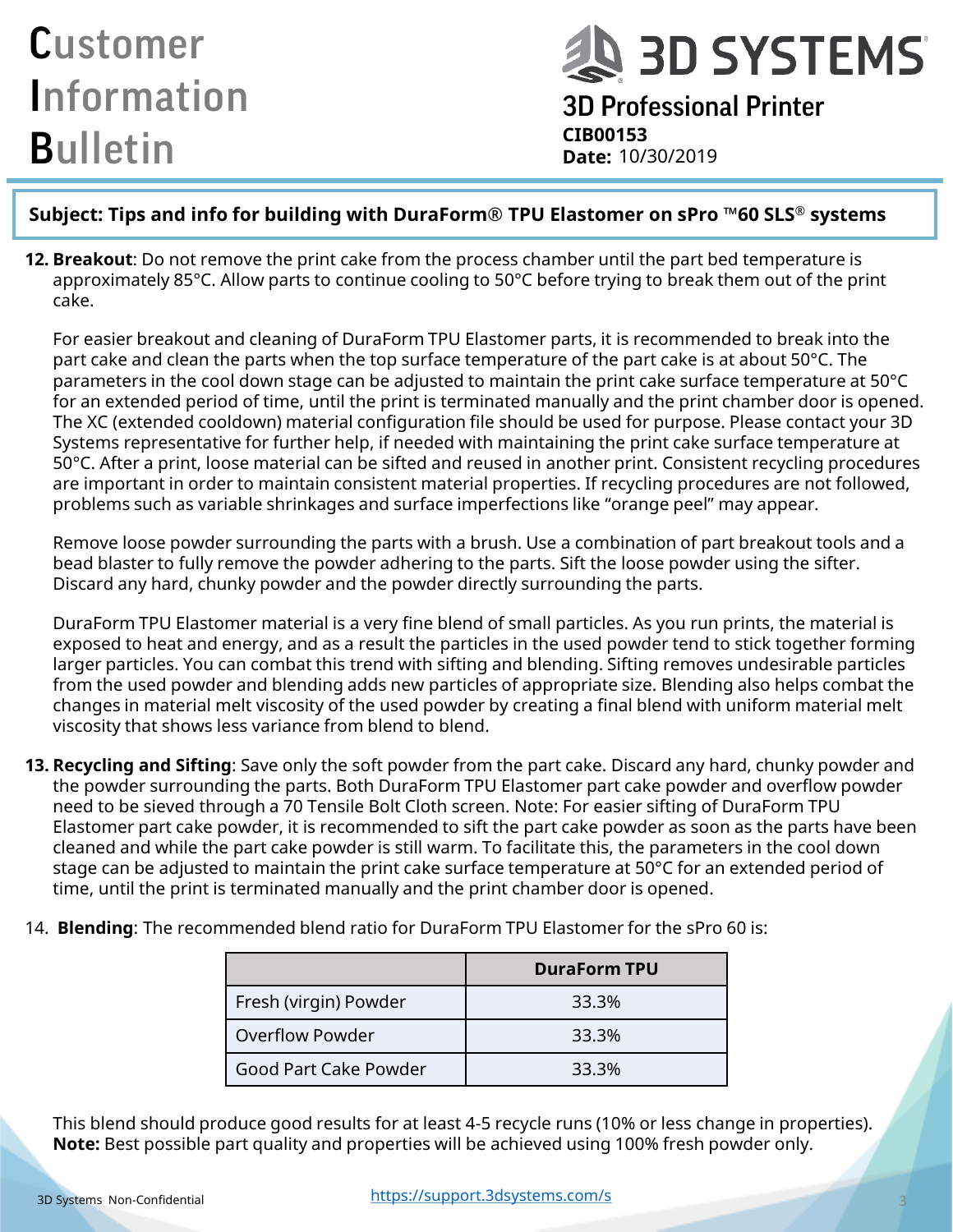**Subject: Tips and info for building with DuraForm® TPU Elastomer on sPro ™60 SLS® systems**

12. **Breakout**: Do not remove the print cake from the process chamber until the part bed temperature is approximately 85°C. Allow parts to continue cooling to 50°C before trying to break them out of the print cake.

    For easier breakout and cleaning of DuraForm TPU Elastomer parts, it is recommended to break into the part cake and clean the parts when the top surface temperature of the part cake is at about 50°C. The parameters in the cool down stage can be adjusted to maintain the print cake surface temperature at 50°C for an extended period of time, until the print is terminated manually and the print chamber door is opened. The XC (extended cooldown) material configuration file should be used for purpose. Please contact your 3D Systems representative for further help, if needed with maintaining the print cake surface temperature at 50°C. After a print, loose material can be sifted and reused in another print. Consistent recycling procedures are important in order to maintain consistent material properties. If recycling procedures are not followed, problems such as variable shrinkages and surface imperfections like "orange peel" may appear.

    Remove loose powder surrounding the parts with a brush. Use a combination of part breakout tools and a bead blaster to fully remove the powder adhering to the parts. Sift the loose powder using the sifter. Discard any hard, chunky powder and the powder directly surrounding the parts.

    DuraForm TPU Elastomer material is a very fine blend of small particles. As you run prints, the material is exposed to heat and energy, and as a result the particles in the used powder tend to stick together forming larger particles. You can combat this trend with sifting and blending. Sifting removes undesirable particles from the used powder and blending adds new particles of appropriate size. Blending also helps combat the changes in material melt viscosity of the used powder by creating a final blend with uniform material melt viscosity that shows less variance from blend to blend.

13. **Recycling and Sifting**: Save only the soft powder from the part cake. Discard any hard, chunky powder and the powder surrounding the parts. Both DuraForm TPU Elastomer part cake powder and overflow powder need to be sieved through a 70 Tensile Bolt Cloth screen. Note: For easier sifting of DuraForm TPU Elastomer part cake powder, it is recommended to sift the part cake powder as soon as the parts have been cleaned and while the part cake powder is still warm. To facilitate this, the parameters in the cool down stage can be adjusted to maintain the print cake surface temperature at 50°C for an extended period of time, until the print is terminated manually and the print chamber door is opened.

14. **Blending**: The recommended blend ratio for DuraForm TPU Elastomer for the sPro 60 is:

| | DuraForm TPU |
|---|---|
| Fresh (virgin) Powder | 33.3% |
| Overflow Powder | 33.3% |
| Good Part Cake Powder | 33.3% |

This blend should produce good results for at least 4-5 recycle runs (10% or less change in properties).
**Note:** Best possible part quality and properties will be achieved using 100% fresh powder only.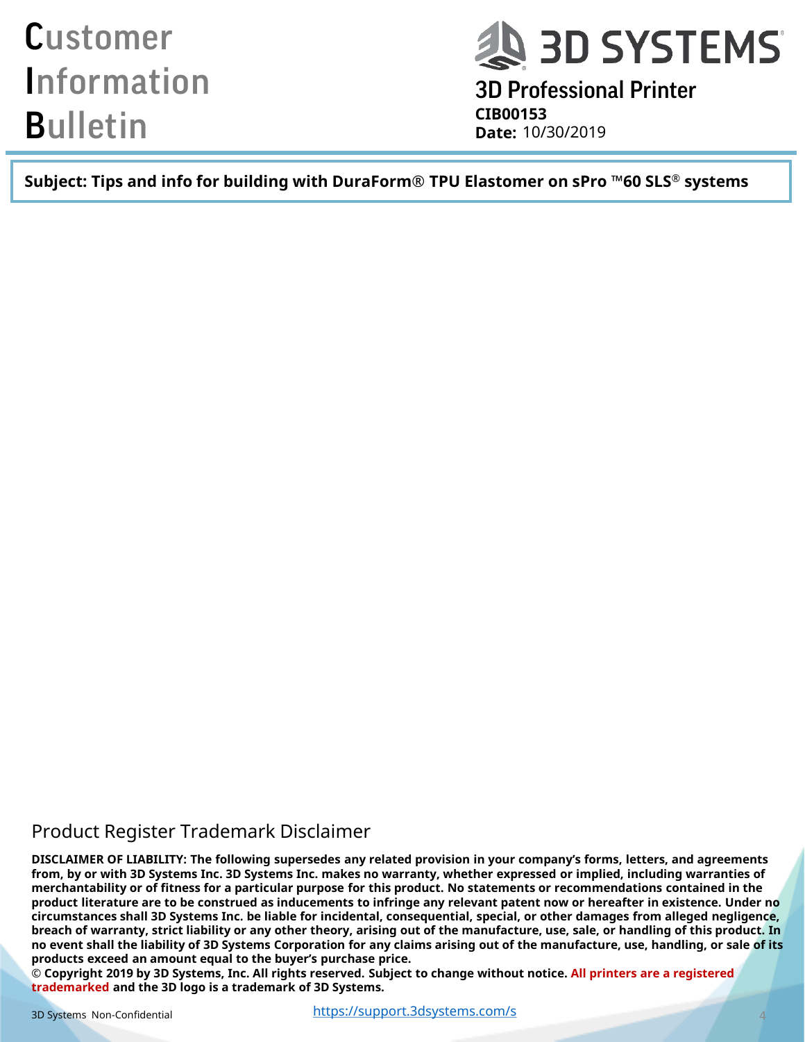# Customer Information Bulletin

**3D SYSTEMS**

**3D Professional Printer**

**CIB00153**

**Date:** 10/30/2019

**Subject: Tips and info for building with DuraForm® TPU Elastomer on sPro ™60 SLS® systems**

## Product Register Trademark Disclaimer

**DISCLAIMER OF LIABILITY: The following supersedes any related provision in your company's forms, letters, and agreements from, by or with 3D Systems Inc. 3D Systems Inc. makes no warranty, whether expressed or implied, including warranties of merchantability or of fitness for a particular purpose for this product. No statements or recommendations contained in the product literature are to be construed as inducements to infringe any relevant patent now or hereafter in existence. Under no circumstances shall 3D Systems Inc. be liable for incidental, consequential, special, or other damages from alleged negligence, breach of warranty, strict liability or any other theory, arising out of the manufacture, use, sale, or handling of this product. In no event shall the liability of 3D Systems Corporation for any claims arising out of the manufacture, use, handling, or sale of its products exceed an amount equal to the buyer's purchase price.**

**© Copyright 2019 by 3D Systems, Inc. All rights reserved. Subject to change without notice. All printers are a registered trademarked and the 3D logo is a trademark of 3D Systems.**

3D Systems Non-Confidential

https://support.3dsystems.com/s